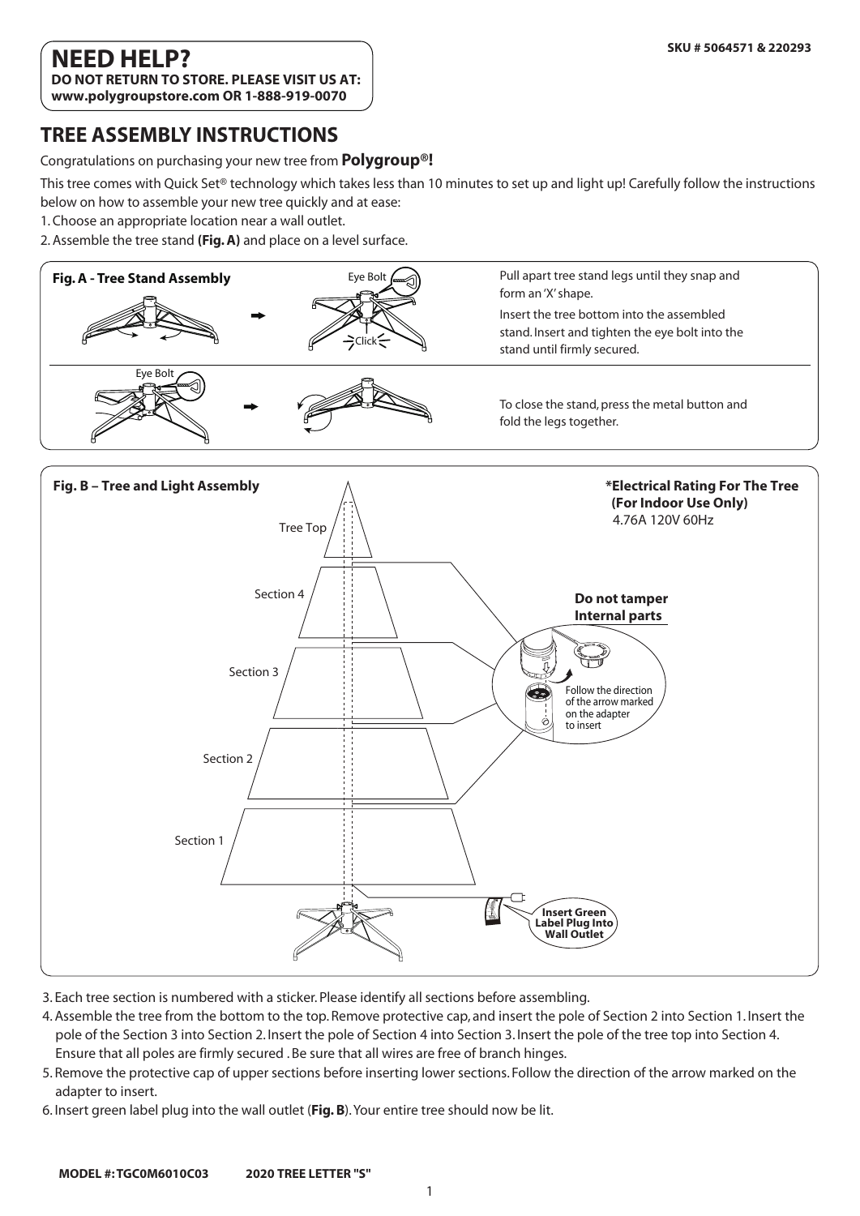**SKU # 5064571 & 220293**

# NEED HELP?

**DO NOT RETURN TO STORE. PLEASE VISIT US AT:**
**www.polygroupstore.com OR 1-888-919-0070**

## TREE ASSEMBLY INSTRUCTIONS

Congratulations on purchasing your new tree from **Polygroup®!**

This tree comes with Quick Set® technology which takes less than 10 minutes to set up and light up! Carefully follow the instructions below on how to assemble your new tree quickly and at ease:

1. Choose an appropriate location near a wall outlet.
2. Assemble the tree stand **(Fig. A)** and place on a level surface.

**Fig. A - Tree Stand Assembly**

Eye Bolt

Click

Pull apart tree stand legs until they snap and form an 'X' shape.

Insert the tree bottom into the assembled stand. Insert and tighten the eye bolt into the stand until firmly secured.

Eye Bolt

To close the stand, press the metal button and fold the legs together.

**Fig. B – Tree and Light Assembly**

Tree Top

Section 4

Section 3

Section 2

Section 1

**\*Electrical Rating For The Tree (For Indoor Use Only)**
4.76A 120V 60Hz

**Do not tamper Internal parts**

Follow the direction of the arrow marked on the adapter to insert

**Insert Green Label Plug Into Wall Outlet**

3. Each tree section is numbered with a sticker. Please identify all sections before assembling.
4. Assemble the tree from the bottom to the top. Remove protective cap, and insert the pole of Section 2 into Section 1. Insert the pole of the Section 3 into Section 2. Insert the pole of Section 4 into Section 3. Insert the pole of the tree top into Section 4. Ensure that all poles are firmly secured . Be sure that all wires are free of branch hinges.
5. Remove the protective cap of upper sections before inserting lower sections. Follow the direction of the arrow marked on the adapter to insert.
6. Insert green label plug into the wall outlet (**Fig. B**). Your entire tree should now be lit.

**MODEL #: TGC0M6010C03** **2020 TREE LETTER "S"**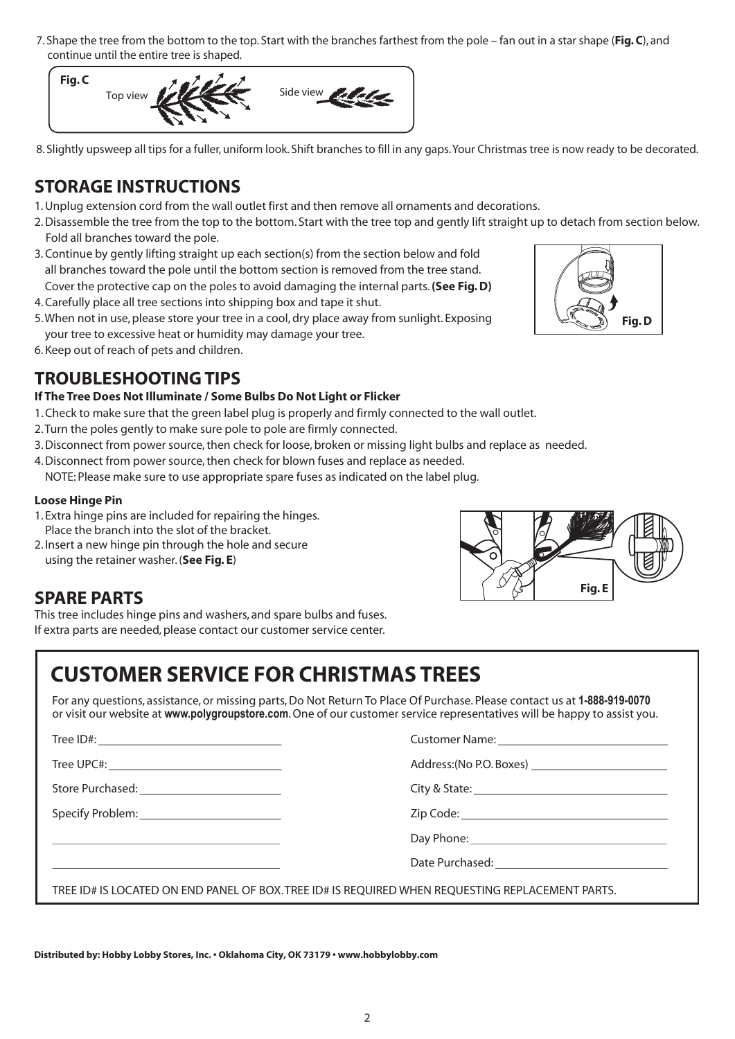7. Shape the tree from the bottom to the top. Start with the branches farthest from the pole – fan out in a star shape (**Fig. C**), and continue until the entire tree is shaped.

**Fig. C**

Top view

Side view

8. Slightly upsweep all tips for a fuller, uniform look. Shift branches to fill in any gaps. Your Christmas tree is now ready to be decorated.

## STORAGE INSTRUCTIONS

1. Unplug extension cord from the wall outlet first and then remove all ornaments and decorations.
2. Disassemble the tree from the top to the bottom. Start with the tree top and gently lift straight up to detach from section below. Fold all branches toward the pole.
3. Continue by gently lifting straight up each section(s) from the section below and fold all branches toward the pole until the bottom section is removed from the tree stand. Cover the protective cap on the poles to avoid damaging the internal parts. **(See Fig. D)**
4. Carefully place all tree sections into shipping box and tape it shut.
5. When not in use, please store your tree in a cool, dry place away from sunlight. Exposing your tree to excessive heat or humidity may damage your tree.
6. Keep out of reach of pets and children.

**Fig. D**

## TROUBLESHOOTING TIPS

**If The Tree Does Not Illuminate / Some Bulbs Do Not Light or Flicker**

1. Check to make sure that the green label plug is properly and firmly connected to the wall outlet.
2. Turn the poles gently to make sure pole to pole are firmly connected.
3. Disconnect from power source, then check for loose, broken or missing light bulbs and replace as needed.
4. Disconnect from power source, then check for blown fuses and replace as needed.
   NOTE: Please make sure to use appropriate spare fuses as indicated on the label plug.

**Loose Hinge Pin**

1. Extra hinge pins are included for repairing the hinges. Place the branch into the slot of the bracket.
2. Insert a new hinge pin through the hole and secure using the retainer washer. (**See Fig. E**)

**Fig. E**

## SPARE PARTS

This tree includes hinge pins and washers, and spare bulbs and fuses.
If extra parts are needed, please contact our customer service center.

# CUSTOMER SERVICE FOR CHRISTMAS TREES

For any questions, assistance, or missing parts, Do Not Return To Place Of Purchase. Please contact us at **1-888-919-0070** or visit our website at **www.polygroupstore.com**. One of our customer service representatives will be happy to assist you.

Tree ID#: ______________________

Tree UPC#: ______________________

Store Purchased: ______________________

Specify Problem: ______________________

______________________

______________________

Customer Name: ______________________

Address:(No P.O. Boxes) ______________________

City & State: ______________________

Zip Code: ______________________

Day Phone: ______________________

Date Purchased: ______________________

TREE ID# IS LOCATED ON END PANEL OF BOX. TREE ID# IS REQUIRED WHEN REQUESTING REPLACEMENT PARTS.

**Distributed by: Hobby Lobby Stores, Inc. • Oklahoma City, OK 73179 • www.hobbylobby.com**